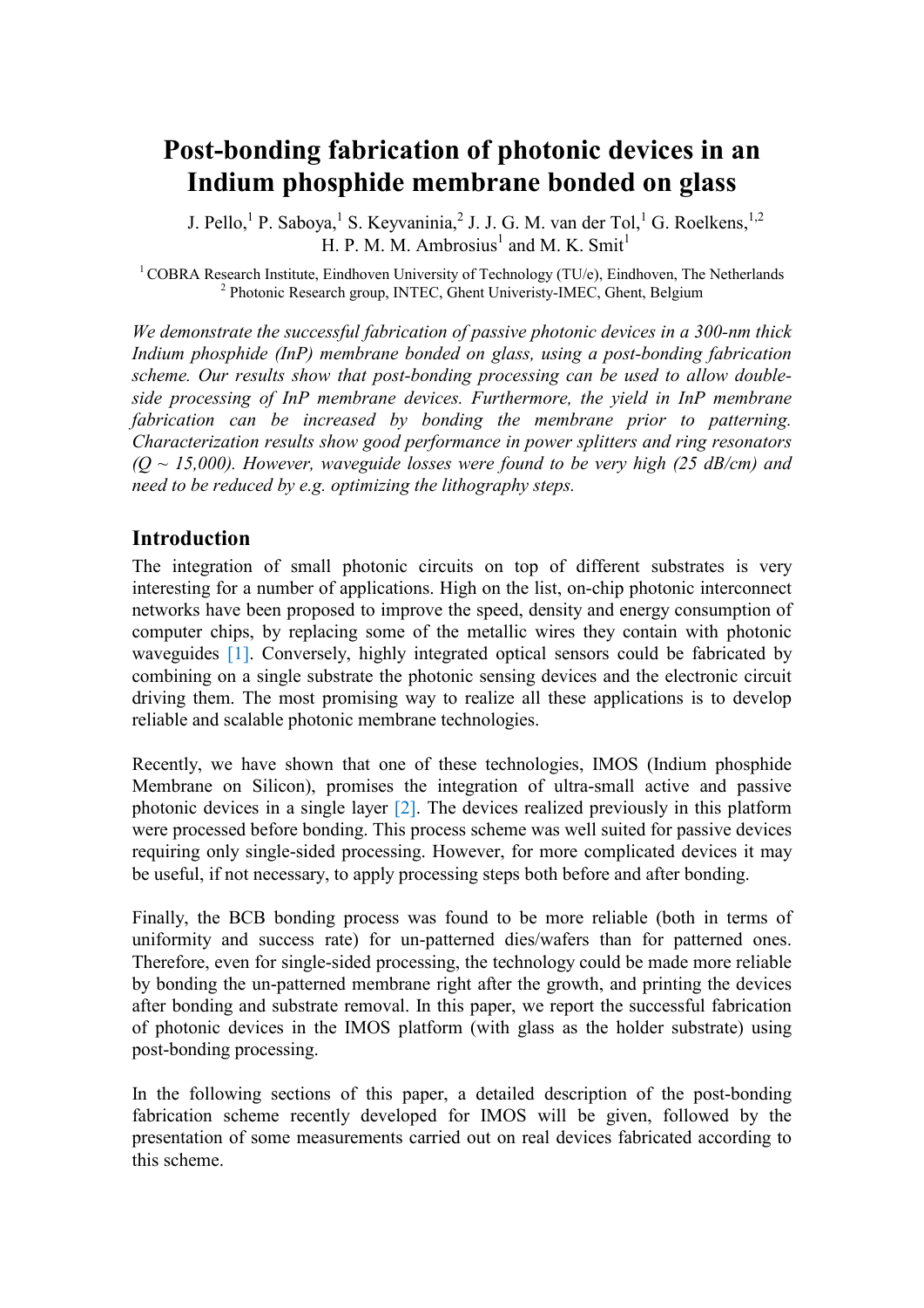# Post-bonding fabrication of photonic devices in an Indium phosphide membrane bonded on glass

J. Pello,[1] P. Saboya,[1] S. Keyvaninia,[2] J. J. G. M. van der Tol,[1] G. Roelkens,[1,2] H. P. M. M. Ambrosius[1] and M. K. Smit[1]

[1] COBRA Research Institute, Eindhoven University of Technology (TU/e), Eindhoven, The Netherlands
[2] Photonic Research group, INTEC, Ghent Univeristy-IMEC, Ghent, Belgium

*We demonstrate the successful fabrication of passive photonic devices in a 300-nm thick Indium phosphide (InP) membrane bonded on glass, using a post-bonding fabrication scheme. Our results show that post-bonding processing can be used to allow double-side processing of InP membrane devices. Furthermore, the yield in InP membrane fabrication can be increased by bonding the membrane prior to patterning. Characterization results show good performance in power splitters and ring resonators (Q ~ 15,000). However, waveguide losses were found to be very high (25 dB/cm) and need to be reduced by e.g. optimizing the lithography steps.*

## Introduction

The integration of small photonic circuits on top of different substrates is very interesting for a number of applications. High on the list, on-chip photonic interconnect networks have been proposed to improve the speed, density and energy consumption of computer chips, by replacing some of the metallic wires they contain with photonic waveguides [1]. Conversely, highly integrated optical sensors could be fabricated by combining on a single substrate the photonic sensing devices and the electronic circuit driving them. The most promising way to realize all these applications is to develop reliable and scalable photonic membrane technologies.

Recently, we have shown that one of these technologies, IMOS (Indium phosphide Membrane on Silicon), promises the integration of ultra-small active and passive photonic devices in a single layer [2]. The devices realized previously in this platform were processed before bonding. This process scheme was well suited for passive devices requiring only single-sided processing. However, for more complicated devices it may be useful, if not necessary, to apply processing steps both before and after bonding.

Finally, the BCB bonding process was found to be more reliable (both in terms of uniformity and success rate) for un-patterned dies/wafers than for patterned ones. Therefore, even for single-sided processing, the technology could be made more reliable by bonding the un-patterned membrane right after the growth, and printing the devices after bonding and substrate removal. In this paper, we report the successful fabrication of photonic devices in the IMOS platform (with glass as the holder substrate) using post-bonding processing.

In the following sections of this paper, a detailed description of the post-bonding fabrication scheme recently developed for IMOS will be given, followed by the presentation of some measurements carried out on real devices fabricated according to this scheme.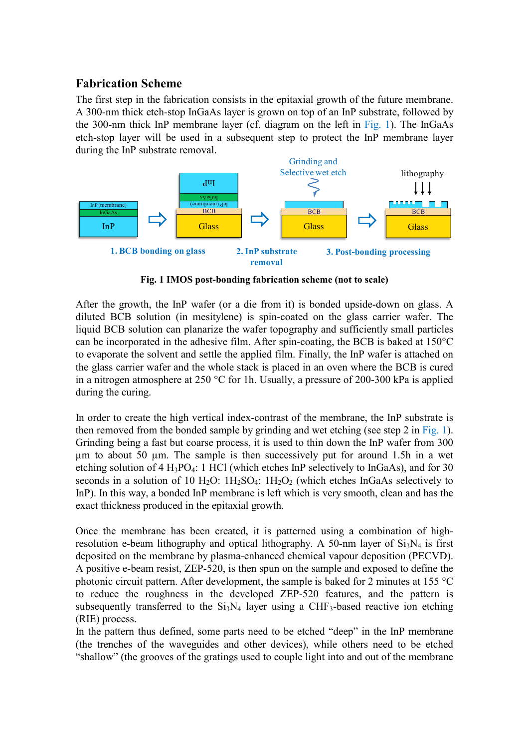## Fabrication Scheme

The first step in the fabrication consists in the epitaxial growth of the future membrane. A 300-nm thick etch-stop InGaAs layer is grown on top of an InP substrate, followed by the 300-nm thick InP membrane layer (cf. diagram on the left in Fig. 1). The InGaAs etch-stop layer will be used in a subsequent step to protect the InP membrane layer during the InP substrate removal.

**Fig. 1 IMOS post-bonding fabrication scheme (not to scale)**

After the growth, the InP wafer (or a die from it) is bonded upside-down on glass. A diluted BCB solution (in mesitylene) is spin-coated on the glass carrier wafer. The liquid BCB solution can planarize the wafer topography and sufficiently small particles can be incorporated in the adhesive film. After spin-coating, the BCB is baked at 150°C to evaporate the solvent and settle the applied film. Finally, the InP wafer is attached on the glass carrier wafer and the whole stack is placed in an oven where the BCB is cured in a nitrogen atmosphere at 250 °C for 1h. Usually, a pressure of 200-300 kPa is applied during the curing.

In order to create the high vertical index-contrast of the membrane, the InP substrate is then removed from the bonded sample by grinding and wet etching (see step 2 in Fig. 1). Grinding being a fast but coarse process, it is used to thin down the InP wafer from 300 µm to about 50 µm. The sample is then successively put for around 1.5h in a wet etching solution of 4 $H_3PO_4$: 1 HCl (which etches InP selectively to InGaAs), and for 30 seconds in a solution of 10 $H_2O$: 1$H_2SO_4$: 1$H_2O_2$ (which etches InGaAs selectively to InP). In this way, a bonded InP membrane is left which is very smooth, clean and has the exact thickness produced in the epitaxial growth.

Once the membrane has been created, it is patterned using a combination of high-resolution e-beam lithography and optical lithography. A 50-nm layer of $Si_3N_4$ is first deposited on the membrane by plasma-enhanced chemical vapour deposition (PECVD). A positive e-beam resist, ZEP-520, is then spun on the sample and exposed to define the photonic circuit pattern. After development, the sample is baked for 2 minutes at 155 °C to reduce the roughness in the developed ZEP-520 features, and the pattern is subsequently transferred to the $Si_3N_4$ layer using a $CHF_3$-based reactive ion etching (RIE) process.

In the pattern thus defined, some parts need to be etched "deep" in the InP membrane (the trenches of the waveguides and other devices), while others need to be etched "shallow" (the grooves of the gratings used to couple light into and out of the membrane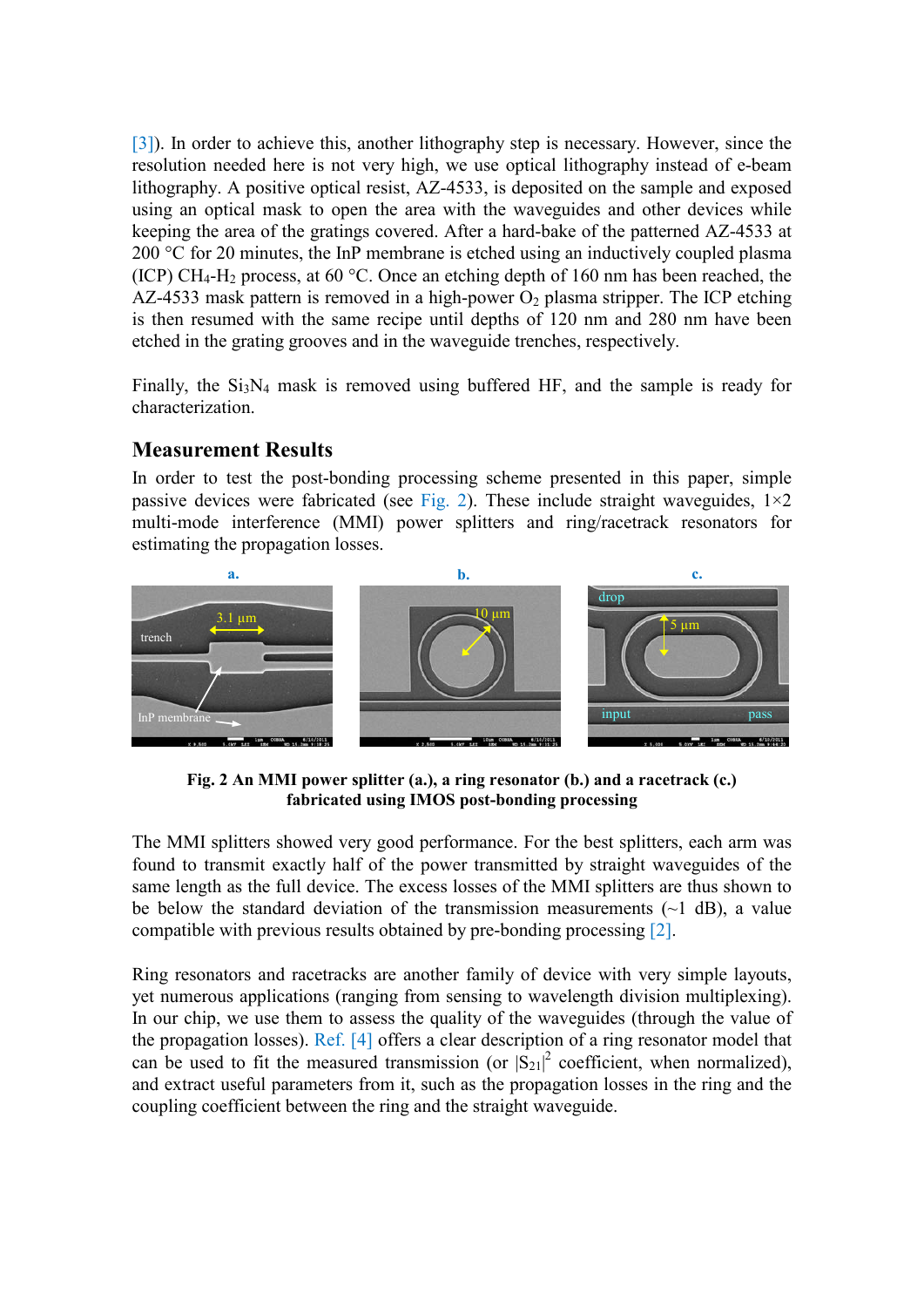[3]). In order to achieve this, another lithography step is necessary. However, since the resolution needed here is not very high, we use optical lithography instead of e-beam lithography. A positive optical resist, AZ-4533, is deposited on the sample and exposed using an optical mask to open the area with the waveguides and other devices while keeping the area of the gratings covered. After a hard-bake of the patterned AZ-4533 at 200 °C for 20 minutes, the InP membrane is etched using an inductively coupled plasma (ICP) $CH_4$-$H_2$ process, at 60 °C. Once an etching depth of 160 nm has been reached, the AZ-4533 mask pattern is removed in a high-power $O_2$ plasma stripper. The ICP etching is then resumed with the same recipe until depths of 120 nm and 280 nm have been etched in the grating grooves and in the waveguide trenches, respectively.

Finally, the $Si_3N_4$ mask is removed using buffered HF, and the sample is ready for characterization.

## Measurement Results

In order to test the post-bonding processing scheme presented in this paper, simple passive devices were fabricated (see Fig. 2). These include straight waveguides, 1×2 multi-mode interference (MMI) power splitters and ring/racetrack resonators for estimating the propagation losses.

**Fig. 2 An MMI power splitter (a.), a ring resonator (b.) and a racetrack (c.) fabricated using IMOS post-bonding processing**

The MMI splitters showed very good performance. For the best splitters, each arm was found to transmit exactly half of the power transmitted by straight waveguides of the same length as the full device. The excess losses of the MMI splitters are thus shown to be below the standard deviation of the transmission measurements (~1 dB), a value compatible with previous results obtained by pre-bonding processing [2].

Ring resonators and racetracks are another family of device with very simple layouts, yet numerous applications (ranging from sensing to wavelength division multiplexing). In our chip, we use them to assess the quality of the waveguides (through the value of the propagation losses). Ref. [4] offers a clear description of a ring resonator model that can be used to fit the measured transmission (or $|S_{21}|^2$ coefficient, when normalized), and extract useful parameters from it, such as the propagation losses in the ring and the coupling coefficient between the ring and the straight waveguide.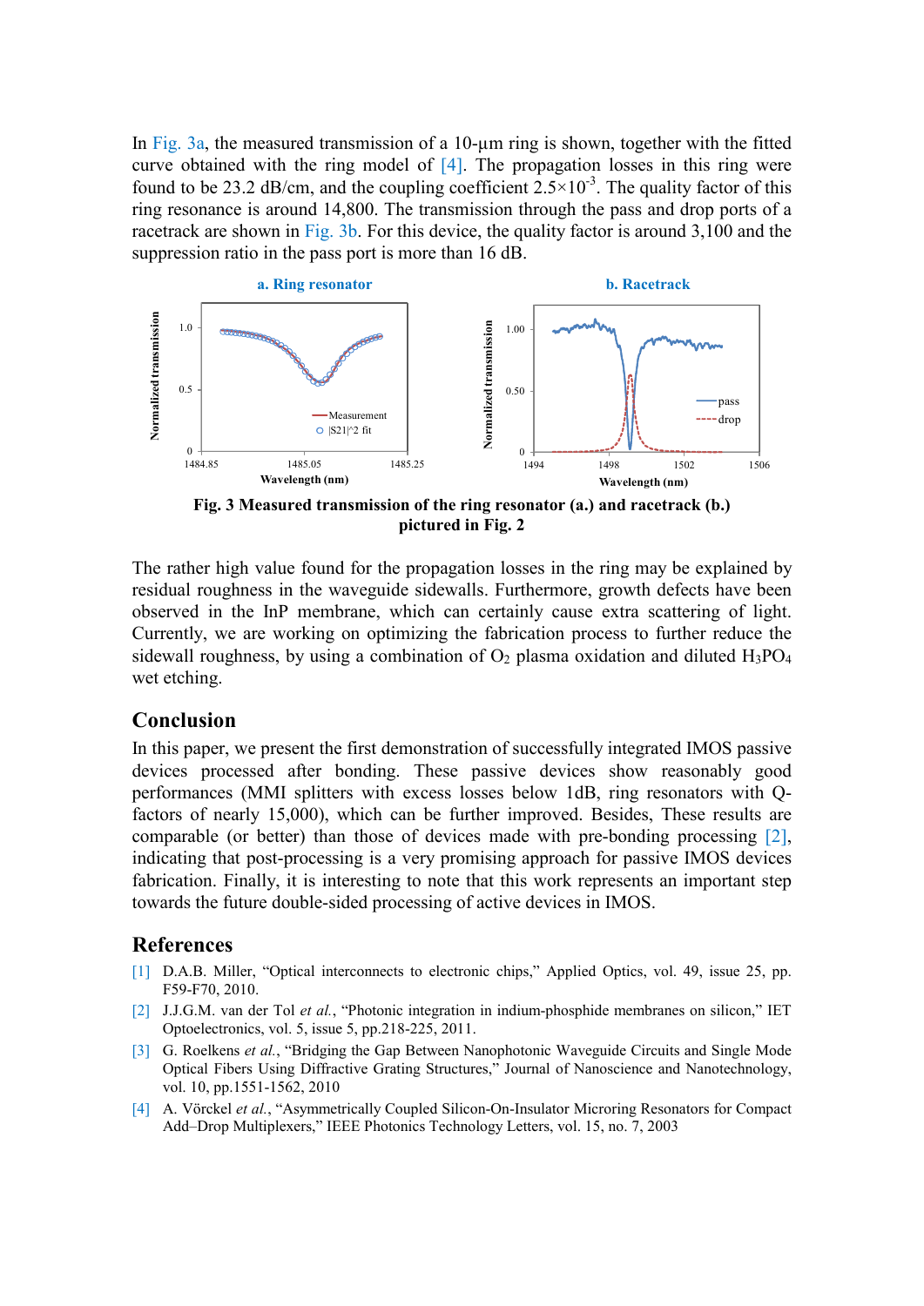In Fig. 3a, the measured transmission of a 10-µm ring is shown, together with the fitted curve obtained with the ring model of [4]. The propagation losses in this ring were found to be 23.2 dB/cm, and the coupling coefficient $2.5\times10^{-3}$. The quality factor of this ring resonance is around 14,800. The transmission through the pass and drop ports of a racetrack are shown in Fig. 3b. For this device, the quality factor is around 3,100 and the suppression ratio in the pass port is more than 16 dB.

a. Ring resonator

Normalized transmission

1.0

0.5

0

1484.85

1485.05

1485.25

Wavelength (nm)

Measurement

|S21|^2 fit

b. Racetrack

Normalized transmission

1.00

0.50

0

1494

1498

1502

1506

Wavelength (nm)

pass

drop

**Fig. 3 Measured transmission of the ring resonator (a.) and racetrack (b.) pictured in Fig. 2**

The rather high value found for the propagation losses in the ring may be explained by residual roughness in the waveguide sidewalls. Furthermore, growth defects have been observed in the InP membrane, which can certainly cause extra scattering of light. Currently, we are working on optimizing the fabrication process to further reduce the sidewall roughness, by using a combination of $O_2$ plasma oxidation and diluted $H_3PO_4$ wet etching.

## Conclusion

In this paper, we present the first demonstration of successfully integrated IMOS passive devices processed after bonding. These passive devices show reasonably good performances (MMI splitters with excess losses below 1dB, ring resonators with Q-factors of nearly 15,000), which can be further improved. Besides, These results are comparable (or better) than those of devices made with pre-bonding processing [2], indicating that post-processing is a very promising approach for passive IMOS devices fabrication. Finally, it is interesting to note that this work represents an important step towards the future double-sided processing of active devices in IMOS.

## References

[1] D.A.B. Miller, "Optical interconnects to electronic chips," Applied Optics, vol. 49, issue 25, pp. F59-F70, 2010.

[2] J.J.G.M. van der Tol *et al.*, "Photonic integration in indium-phosphide membranes on silicon," IET Optoelectronics, vol. 5, issue 5, pp.218-225, 2011.

[3] G. Roelkens *et al.*, "Bridging the Gap Between Nanophotonic Waveguide Circuits and Single Mode Optical Fibers Using Diffractive Grating Structures," Journal of Nanoscience and Nanotechnology, vol. 10, pp.1551-1562, 2010

[4] A. Vörckel *et al.*, "Asymmetrically Coupled Silicon-On-Insulator Microring Resonators for Compact Add–Drop Multiplexers," IEEE Photonics Technology Letters, vol. 15, no. 7, 2003